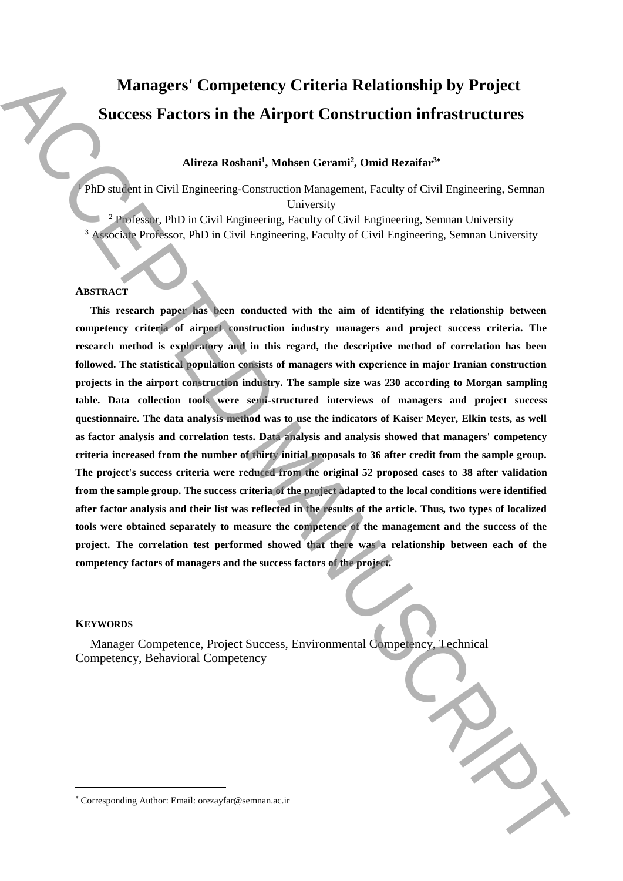# Managers' Competency Criteria Relationship by Project Success Factors in the Airport Construction infrastructures

**Alireza Roshani[1], Mohsen Gerami[2], Omid Rezaifar[3*]**

[1] PhD student in Civil Engineering-Construction Management, Faculty of Civil Engineering, Semnan University

[2] Professor, PhD in Civil Engineering, Faculty of Civil Engineering, Semnan University

[3] Associate Professor, PhD in Civil Engineering, Faculty of Civil Engineering, Semnan University

## ABSTRACT

**This research paper has been conducted with the aim of identifying the relationship between competency criteria of airport construction industry managers and project success criteria. The research method is exploratory and in this regard, the descriptive method of correlation has been followed. The statistical population consists of managers with experience in major Iranian construction projects in the airport construction industry. The sample size was 230 according to Morgan sampling table. Data collection tools were semi-structured interviews of managers and project success questionnaire. The data analysis method was to use the indicators of Kaiser Meyer, Elkin tests, as well as factor analysis and correlation tests. Data analysis and analysis showed that managers' competency criteria increased from the number of thirty initial proposals to 36 after credit from the sample group. The project's success criteria were reduced from the original 52 proposed cases to 38 after validation from the sample group. The success criteria of the project adapted to the local conditions were identified after factor analysis and their list was reflected in the results of the article. Thus, two types of localized tools were obtained separately to measure the competence of the management and the success of the project. The correlation test performed showed that there was a relationship between each of the competency factors of managers and the success factors of the project.**

## KEYWORDS

Manager Competence, Project Success, Environmental Competency, Technical Competency, Behavioral Competency

---

[*] Corresponding Author: Email: orezayfar@semnan.ac.ir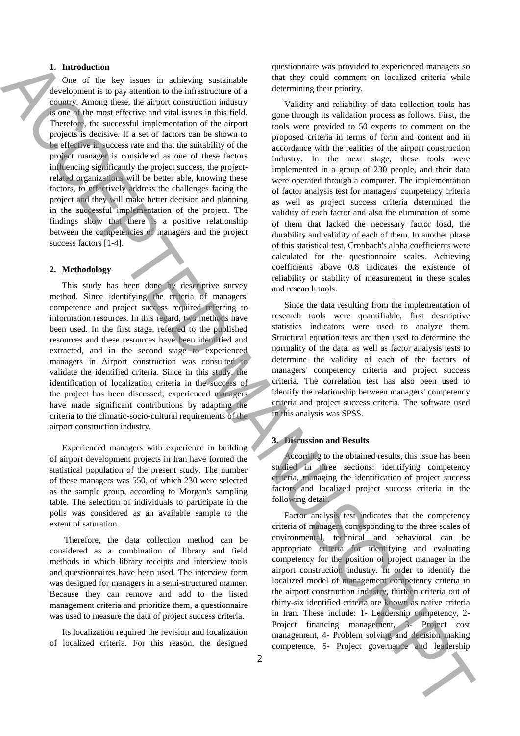## 1. Introduction

One of the key issues in achieving sustainable development is to pay attention to the infrastructure of a country. Among these, the airport construction industry is one of the most effective and vital issues in this field. Therefore, the successful implementation of the airport projects is decisive. If a set of factors can be shown to be effective in success rate and that the suitability of the project manager is considered as one of these factors influencing significantly the project success, the project-related organizations will be better able, knowing these factors, to effectively address the challenges facing the project and they will make better decision and planning in the successful implementation of the project. The findings show that there is a positive relationship between the competencies of managers and the project success factors [1-4].

## 2. Methodology

This study has been done by descriptive survey method. Since identifying the criteria of managers' competence and project success required referring to information resources. In this regard, two methods have been used. In the first stage, referred to the published resources and these resources have been identified and extracted, and in the second stage to experienced managers in Airport construction was consulted to validate the identified criteria. Since in this study, the identification of localization criteria in the success of the project has been discussed, experienced managers have made significant contributions by adapting the criteria to the climatic-socio-cultural requirements of the airport construction industry.

Experienced managers with experience in building of airport development projects in Iran have formed the statistical population of the present study. The number of these managers was 550, of which 230 were selected as the sample group, according to Morgan's sampling table. The selection of individuals to participate in the polls was considered as an available sample to the extent of saturation.

Therefore, the data collection method can be considered as a combination of library and field methods in which library receipts and interview tools and questionnaires have been used. The interview form was designed for managers in a semi-structured manner. Because they can remove and add to the listed management criteria and prioritize them, a questionnaire was used to measure the data of project success criteria.

Its localization required the revision and localization of localized criteria. For this reason, the designed questionnaire was provided to experienced managers so that they could comment on localized criteria while determining their priority.

Validity and reliability of data collection tools has gone through its validation process as follows. First, the tools were provided to 50 experts to comment on the proposed criteria in terms of form and content and in accordance with the realities of the airport construction industry. In the next stage, these tools were implemented in a group of 230 people, and their data were operated through a computer. The implementation of factor analysis test for managers' competency criteria as well as project success criteria determined the validity of each factor and also the elimination of some of them that lacked the necessary factor load, the durability and validity of each of them. In another phase of this statistical test, Cronbach's alpha coefficients were calculated for the questionnaire scales. Achieving coefficients above 0.8 indicates the existence of reliability or stability of measurement in these scales and research tools.

Since the data resulting from the implementation of research tools were quantifiable, first descriptive statistics indicators were used to analyze them. Structural equation tests are then used to determine the normality of the data, as well as factor analysis tests to determine the validity of each of the factors of managers' competency criteria and project success criteria. The correlation test has also been used to identify the relationship between managers' competency criteria and project success criteria. The software used in this analysis was SPSS.

## 3. Discussion and Results

According to the obtained results, this issue has been studied in three sections: identifying competency criteria, managing the identification of project success factors and localized project success criteria in the following detail.

Factor analysis test indicates that the competency criteria of managers corresponding to the three scales of environmental, technical and behavioral can be appropriate criteria for identifying and evaluating competency for the position of project manager in the airport construction industry. In order to identify the localized model of management competency criteria in the airport construction industry, thirteen criteria out of thirty-six identified criteria are known as native criteria in Iran. These include: 1- Leadership competency, 2- Project financing management, 3- Project cost management, 4- Problem solving and decision making competence, 5- Project governance and leadership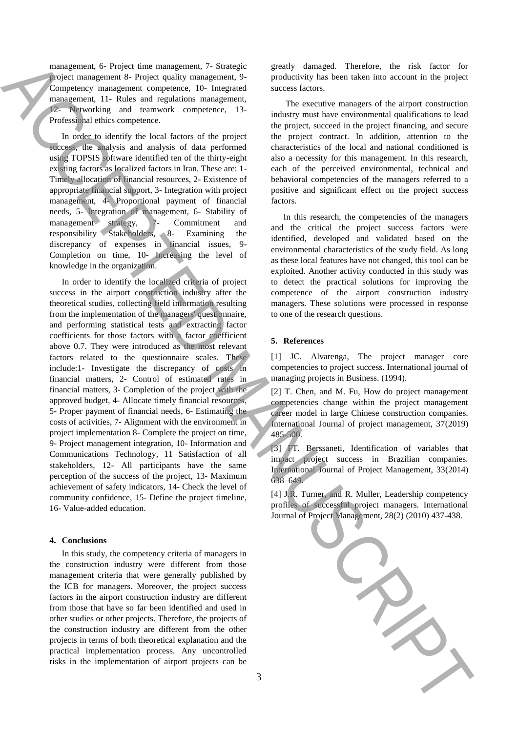management, 6- Project time management, 7- Strategic project management 8- Project quality management, 9- Competency management competence, 10- Integrated management, 11- Rules and regulations management, 12- Networking and teamwork competence, 13- Professional ethics competence.

In order to identify the local factors of the project success, the analysis and analysis of data performed using TOPSIS software identified ten of the thirty-eight existing factors as localized factors in Iran. These are: 1- Timely allocation of financial resources, 2- Existence of appropriate financial support, 3- Integration with project management, 4- Proportional payment of financial needs, 5- Integration of management, 6- Stability of management strategy, 7- Commitment and responsibility Stakeholders, 8- Examining the discrepancy of expenses in financial issues, 9- Completion on time, 10- Increasing the level of knowledge in the organization.

In order to identify the localized criteria of project success in the airport construction industry after the theoretical studies, collecting field information resulting from the implementation of the managers' questionnaire, and performing statistical tests and extracting factor coefficients for those factors with a factor coefficient above 0.7. They were introduced as the most relevant factors related to the questionnaire scales. These include:1- Investigate the discrepancy of costs in financial matters, 2- Control of estimated rates in financial matters, 3- Completion of the project with the approved budget, 4- Allocate timely financial resources, 5- Proper payment of financial needs, 6- Estimating the costs of activities, 7- Alignment with the environment in project implementation 8- Complete the project on time, 9- Project management integration, 10- Information and Communications Technology, 11 Satisfaction of all stakeholders, 12- All participants have the same perception of the success of the project, 13- Maximum achievement of safety indicators, 14- Check the level of community confidence, 15- Define the project timeline, 16- Value-added education.

## 4. Conclusions

In this study, the competency criteria of managers in the construction industry were different from those management criteria that were generally published by the ICB for managers. Moreover, the project success factors in the airport construction industry are different from those that have so far been identified and used in other studies or other projects. Therefore, the projects of the construction industry are different from the other projects in terms of both theoretical explanation and the practical implementation process. Any uncontrolled risks in the implementation of airport projects can be greatly damaged. Therefore, the risk factor for productivity has been taken into account in the project success factors.

The executive managers of the airport construction industry must have environmental qualifications to lead the project, succeed in the project financing, and secure the project contract. In addition, attention to the characteristics of the local and national conditioned is also a necessity for this management. In this research, each of the perceived environmental, technical and behavioral competencies of the managers referred to a positive and significant effect on the project success factors.

In this research, the competencies of the managers and the critical the project success factors were identified, developed and validated based on the environmental characteristics of the study field. As long as these local features have not changed, this tool can be exploited. Another activity conducted in this study was to detect the practical solutions for improving the competence of the airport construction industry managers. These solutions were processed in response to one of the research questions.

## 5. References

[1] JC. Alvarenga, The project manager core competencies to project success. International journal of managing projects in Business. (1994).

[2] T. Chen, and M. Fu, How do project management competencies change within the project management career model in large Chinese construction companies. International Journal of project management, 37(2019) 485-500.

[3] FT. Berssaneti, Identification of variables that impact project success in Brazilian companies. International Journal of Project Management, 33(2014) 638–649.

[4] J.R. Turner, and R. Muller, Leadership competency profiles of successful project managers. International Journal of Project Management, 28(2) (2010) 437-438.